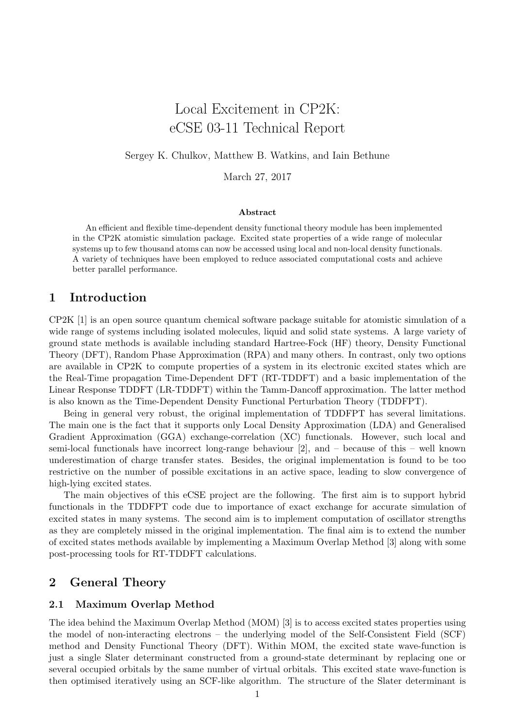# Local Excitement in CP2K: eCSE 03-11 Technical Report

Sergey K. Chulkov, Matthew B. Watkins, and Iain Bethune

March 27, 2017

**Abstract**

An efficient and flexible time-dependent density functional theory module has been implemented in the CP2K atomistic simulation package. Excited state properties of a wide range of molecular systems up to few thousand atoms can now be accessed using local and non-local density functionals. A variety of techniques have been employed to reduce associated computational costs and achieve better parallel performance.

## 1 Introduction

CP2K [1] is an open source quantum chemical software package suitable for atomistic simulation of a wide range of systems including isolated molecules, liquid and solid state systems. A large variety of ground state methods is available including standard Hartree-Fock (HF) theory, Density Functional Theory (DFT), Random Phase Approximation (RPA) and many others. In contrast, only two options are available in CP2K to compute properties of a system in its electronic excited states which are the Real-Time propagation Time-Dependent DFT (RT-TDDFT) and a basic implementation of the Linear Response TDDFT (LR-TDDFT) within the Tamm-Dancoff approximation. The latter method is also known as the Time-Dependent Density Functional Perturbation Theory (TDDFPT).

Being in general very robust, the original implementation of TDDFPT has several limitations. The main one is the fact that it supports only Local Density Approximation (LDA) and Generalised Gradient Approximation (GGA) exchange-correlation (XC) functionals. However, such local and semi-local functionals have incorrect long-range behaviour [2], and – because of this – well known underestimation of charge transfer states. Besides, the original implementation is found to be too restrictive on the number of possible excitations in an active space, leading to slow convergence of high-lying excited states.

The main objectives of this eCSE project are the following. The first aim is to support hybrid functionals in the TDDFPT code due to importance of exact exchange for accurate simulation of excited states in many systems. The second aim is to implement computation of oscillator strengths as they are completely missed in the original implementation. The final aim is to extend the number of excited states methods available by implementing a Maximum Overlap Method [3] along with some post-processing tools for RT-TDDFT calculations.

## 2 General Theory

### 2.1 Maximum Overlap Method

The idea behind the Maximum Overlap Method (MOM) [3] is to access excited states properties using the model of non-interacting electrons – the underlying model of the Self-Consistent Field (SCF) method and Density Functional Theory (DFT). Within MOM, the excited state wave-function is just a single Slater determinant constructed from a ground-state determinant by replacing one or several occupied orbitals by the same number of virtual orbitals. This excited state wave-function is then optimised iteratively using an SCF-like algorithm. The structure of the Slater determinant is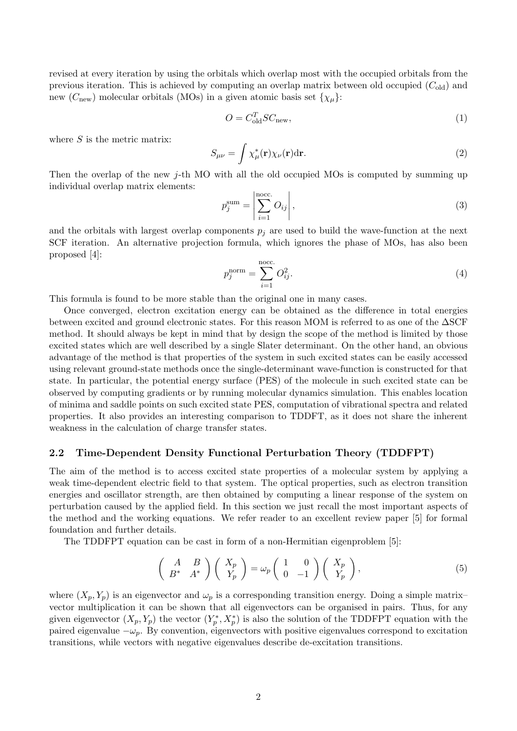revised at every iteration by using the orbitals which overlap most with the occupied orbitals from the previous iteration. This is achieved by computing an overlap matrix between old occupied ($C_{\text{old}}$) and new ($C_{\text{new}}$) molecular orbitals (MOs) in a given atomic basis set $\{\chi_\mu\}$:

$$O = C_{\text{old}}^T S C_{\text{new}}, \tag{1}$$

where $S$ is the metric matrix:

$$S_{\mu\nu} = \int \chi_\mu^*(\mathbf{r})\chi_\nu(\mathbf{r})\mathrm{d}\mathbf{r}. \tag{2}$$

Then the overlap of the new $j$-th MO with all the old occupied MOs is computed by summing up individual overlap matrix elements:

$$p_j^{\text{sum}} = \left| \sum_{i=1}^{\text{nocc.}} O_{ij} \right|, \tag{3}$$

and the orbitals with largest overlap components $p_j$ are used to build the wave-function at the next SCF iteration. An alternative projection formula, which ignores the phase of MOs, has also been proposed [4]:

$$p_j^{\text{norm}} = \sum_{i=1}^{\text{nocc.}} O_{ij}^2. \tag{4}$$

This formula is found to be more stable than the original one in many cases.

Once converged, electron excitation energy can be obtained as the difference in total energies between excited and ground electronic states. For this reason MOM is referred to as one of the ΔSCF method. It should always be kept in mind that by design the scope of the method is limited by those excited states which are well described by a single Slater determinant. On the other hand, an obvious advantage of the method is that properties of the system in such excited states can be easily accessed using relevant ground-state methods once the single-determinant wave-function is constructed for that state. In particular, the potential energy surface (PES) of the molecule in such excited state can be observed by computing gradients or by running molecular dynamics simulation. This enables location of minima and saddle points on such excited state PES, computation of vibrational spectra and related properties. It also provides an interesting comparison to TDDFT, as it does not share the inherent weakness in the calculation of charge transfer states.

### 2.2 Time-Dependent Density Functional Perturbation Theory (TDDFPT)

The aim of the method is to access excited state properties of a molecular system by applying a weak time-dependent electric field to that system. The optical properties, such as electron transition energies and oscillator strength, are then obtained by computing a linear response of the system on perturbation caused by the applied field. In this section we just recall the most important aspects of the method and the working equations. We refer reader to an excellent review paper [5] for formal foundation and further details.

The TDDFPT equation can be cast in form of a non-Hermitian eigenproblem [5]:

$$\begin{pmatrix} A & B \\ B^* & A^* \end{pmatrix} \begin{pmatrix} X_p \\ Y_p \end{pmatrix} = \omega_p \begin{pmatrix} 1 & 0 \\ 0 & -1 \end{pmatrix} \begin{pmatrix} X_p \\ Y_p \end{pmatrix}, \tag{5}$$

where $(X_p, Y_p)$ is an eigenvector and $\omega_p$ is a corresponding transition energy. Doing a simple matrix–vector multiplication it can be shown that all eigenvectors can be organised in pairs. Thus, for any given eigenvector $(X_p, Y_p)$ the vector $(Y_p^*, X_p^*)$ is also the solution of the TDDFPT equation with the paired eigenvalue $-\omega_p$. By convention, eigenvectors with positive eigenvalues correspond to excitation transitions, while vectors with negative eigenvalues describe de-excitation transitions.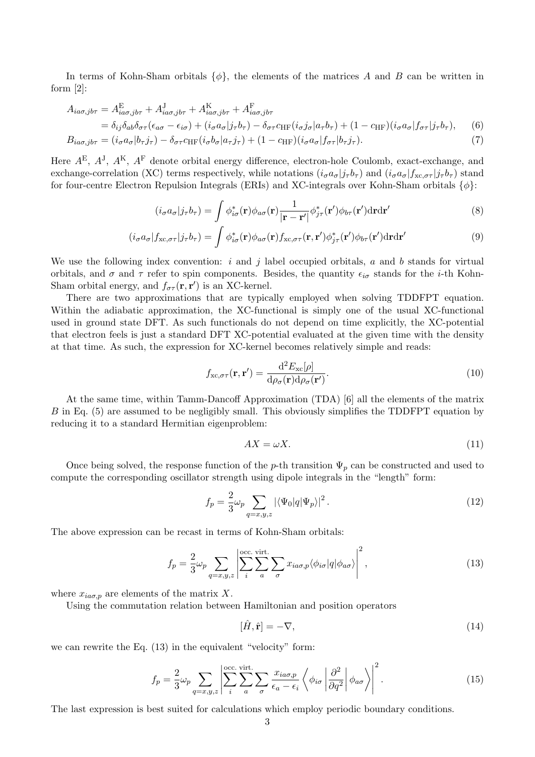In terms of Kohn-Sham orbitals $\{\phi\}$, the elements of the matrices $A$ and $B$ can be written in form [2]:

$$
\begin{aligned}
A_{ia\sigma,jb\tau} &= A^{\mathrm{E}}_{ia\sigma,jb\tau} + A^{\mathrm{J}}_{ia\sigma,jb\tau} + A^{\mathrm{K}}_{ia\sigma,jb\tau} + A^{\mathrm{F}}_{ia\sigma,jb\tau} \\
&= \delta_{ij}\delta_{ab}\delta_{\sigma\tau}(\epsilon_{a\sigma} - \epsilon_{i\sigma}) + (i_\sigma a_\sigma|j_\tau b_\tau) - \delta_{\sigma\tau}c_{\mathrm{HF}}(i_\sigma j_\sigma|a_\tau b_\tau) + (1 - c_{\mathrm{HF}})(i_\sigma a_\sigma|f_{\sigma\tau}|j_\tau b_\tau), \qquad (6)
\end{aligned}
$$

$$
B_{ia\sigma,jb\tau} = (i_\sigma a_\sigma|b_\tau j_\tau) - \delta_{\sigma\tau}c_{\mathrm{HF}}(i_\sigma b_\sigma|a_\tau j_\tau) + (1 - c_{\mathrm{HF}})(i_\sigma a_\sigma|f_{\sigma\tau}|b_\tau j_\tau). \qquad (7)
$$

Here $A^{\mathrm{E}}$, $A^{\mathrm{J}}$, $A^{\mathrm{K}}$, $A^{\mathrm{F}}$ denote orbital energy difference, electron-hole Coulomb, exact-exchange, and exchange-correlation (XC) terms respectively, while notations $(i_\sigma a_\sigma|j_\tau b_\tau)$ and $(i_\sigma a_\sigma|f_{\mathrm{xc},\sigma\tau}|j_\tau b_\tau)$ stand for four-centre Electron Repulsion Integrals (ERIs) and XC-integrals over Kohn-Sham orbitals $\{\phi\}$:

$$
(i_\sigma a_\sigma|j_\tau b_\tau) = \int \phi^*_{i\sigma}(\mathbf{r})\phi_{a\sigma}(\mathbf{r})\frac{1}{|\mathbf{r} - \mathbf{r'}|}\phi^*_{j\tau}(\mathbf{r'})\phi_{b\tau}(\mathbf{r'})\mathrm{d}\mathbf{r}\mathrm{d}\mathbf{r'} \qquad (8)
$$

$$
(i_\sigma a_\sigma|f_{\mathrm{xc},\sigma\tau}|j_\tau b_\tau) = \int \phi^*_{i\sigma}(\mathbf{r})\phi_{a\sigma}(\mathbf{r})f_{\mathrm{xc},\sigma\tau}(\mathbf{r},\mathbf{r'})\phi^*_{j\tau}(\mathbf{r'})\phi_{b\tau}(\mathbf{r'})\mathrm{d}\mathbf{r}\mathrm{d}\mathbf{r'} \qquad (9)
$$

We use the following index convention: $i$ and $j$ label occupied orbitals, $a$ and $b$ stands for virtual orbitals, and $\sigma$ and $\tau$ refer to spin components. Besides, the quantity $\epsilon_{i\sigma}$ stands for the $i$-th Kohn-Sham orbital energy, and $f_{\sigma\tau}(\mathbf{r},\mathbf{r'})$ is an XC-kernel.

There are two approximations that are typically employed when solving TDDFPT equation. Within the adiabatic approximation, the XC-functional is simply one of the usual XC-functional used in ground state DFT. As such functionals do not depend on time explicitly, the XC-potential that electron feels is just a standard DFT XC-potential evaluated at the given time with the density at that time. As such, the expression for XC-kernel becomes relatively simple and reads:

$$
f_{\mathrm{xc},\sigma\tau}(\mathbf{r},\mathbf{r'}) = \frac{\mathrm{d}^2 E_{\mathrm{xc}}[\rho]}{\mathrm{d}\rho_\sigma(\mathbf{r})\mathrm{d}\rho_\sigma(\mathbf{r'})}. \qquad (10)
$$

At the same time, within Tamm-Dancoff Approximation (TDA) [6] all the elements of the matrix $B$ in Eq. (5) are assumed to be negligibly small. This obviously simplifies the TDDFPT equation by reducing it to a standard Hermitian eigenproblem:

$$
AX = \omega X. \qquad (11)
$$

Once being solved, the response function of the $p$-th transition $\Psi_p$ can be constructed and used to compute the corresponding oscillator strength using dipole integrals in the "length" form:

$$
f_p = \frac{2}{3}\omega_p \sum_{q=x,y,z} |\langle\Psi_0|q|\Psi_p\rangle|^2 . \qquad (12)
$$

The above expression can be recast in terms of Kohn-Sham orbitals:

$$
f_p = \frac{2}{3}\omega_p \sum_{q=x,y,z} \left| \sum_i^{\text{occ.}} \sum_a^{\text{virt.}} \sum_\sigma x_{ia\sigma,p}\langle\phi_{i\sigma}|q|\phi_{a\sigma}\rangle \right|^2 , \qquad (13)
$$

where $x_{ia\sigma,p}$ are elements of the matrix $X$.

Using the commutation relation between Hamiltonian and position operators

$$
[\hat{H},\hat{\mathbf{r}}] = -\nabla, \qquad (14)
$$

we can rewrite the Eq. (13) in the equivalent "velocity" form:

$$
f_p = \frac{2}{3}\omega_p \sum_{q=x,y,z} \left| \sum_i^{\text{occ.}} \sum_a^{\text{virt.}} \sum_\sigma \frac{x_{ia\sigma,p}}{\epsilon_a - \epsilon_i} \left\langle \phi_{i\sigma} \left| \frac{\partial^2}{\partial q^2} \right| \phi_{a\sigma} \right\rangle \right|^2 . \qquad (15)
$$

The last expression is best suited for calculations which employ periodic boundary conditions.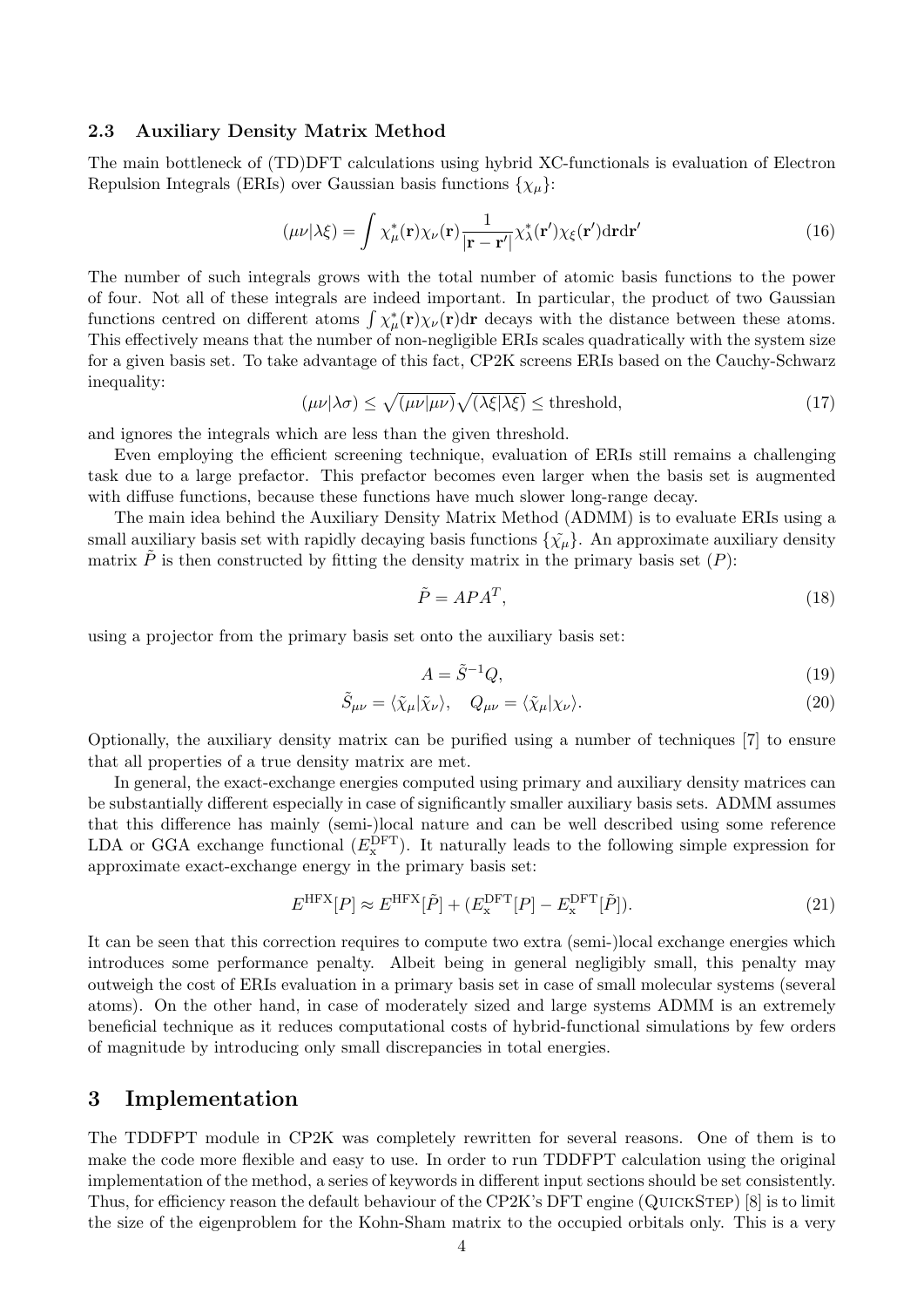### 2.3 Auxiliary Density Matrix Method

The main bottleneck of (TD)DFT calculations using hybrid XC-functionals is evaluation of Electron Repulsion Integrals (ERIs) over Gaussian basis functions $\{\chi_\mu\}$:

$$(\mu\nu|\lambda\xi) = \int \chi_\mu^*(\mathbf{r})\chi_\nu(\mathbf{r})\frac{1}{|\mathbf{r}-\mathbf{r}'|}\chi_\lambda^*(\mathbf{r}')\chi_\xi(\mathbf{r}')\mathrm{d}\mathbf{r}\mathrm{d}\mathbf{r}' \tag{16}$$

The number of such integrals grows with the total number of atomic basis functions to the power of four. Not all of these integrals are indeed important. In particular, the product of two Gaussian functions centred on different atoms $\int \chi_\mu^*(\mathbf{r})\chi_\nu(\mathbf{r})\mathrm{d}\mathbf{r}$ decays with the distance between these atoms. This effectively means that the number of non-negligible ERIs scales quadratically with the system size for a given basis set. To take advantage of this fact, CP2K screens ERIs based on the Cauchy-Schwarz inequality:

$$(\mu\nu|\lambda\sigma) \leq \sqrt{(\mu\nu|\mu\nu)}\sqrt{(\lambda\xi|\lambda\xi)} \leq \text{threshold}, \tag{17}$$

and ignores the integrals which are less than the given threshold.

Even employing the efficient screening technique, evaluation of ERIs still remains a challenging task due to a large prefactor. This prefactor becomes even larger when the basis set is augmented with diffuse functions, because these functions have much slower long-range decay.

The main idea behind the Auxiliary Density Matrix Method (ADMM) is to evaluate ERIs using a small auxiliary basis set with rapidly decaying basis functions $\{\tilde{\chi}_\mu\}$. An approximate auxiliary density matrix $\tilde{P}$ is then constructed by fitting the density matrix in the primary basis set ($P$):

$$\tilde{P} = APA^T, \tag{18}$$

using a projector from the primary basis set onto the auxiliary basis set:

$$A = \tilde{S}^{-1}Q, \tag{19}$$

$$\tilde{S}_{\mu\nu} = \langle\tilde{\chi}_\mu|\tilde{\chi}_\nu\rangle, \quad Q_{\mu\nu} = \langle\tilde{\chi}_\mu|\chi_\nu\rangle. \tag{20}$$

Optionally, the auxiliary density matrix can be purified using a number of techniques [7] to ensure that all properties of a true density matrix are met.

In general, the exact-exchange energies computed using primary and auxiliary density matrices can be substantially different especially in case of significantly smaller auxiliary basis sets. ADMM assumes that this difference has mainly (semi-)local nature and can be well described using some reference LDA or GGA exchange functional ($E_{\mathrm{x}}^{\mathrm{DFT}}$). It naturally leads to the following simple expression for approximate exact-exchange energy in the primary basis set:

$$E^{\mathrm{HFX}}[P] \approx E^{\mathrm{HFX}}[\tilde{P}] + (E_{\mathrm{x}}^{\mathrm{DFT}}[P] - E_{\mathrm{x}}^{\mathrm{DFT}}[\tilde{P}]). \tag{21}$$

It can be seen that this correction requires to compute two extra (semi-)local exchange energies which introduces some performance penalty. Albeit being in general negligibly small, this penalty may outweigh the cost of ERIs evaluation in a primary basis set in case of small molecular systems (several atoms). On the other hand, in case of moderately sized and large systems ADMM is an extremely beneficial technique as it reduces computational costs of hybrid-functional simulations by few orders of magnitude by introducing only small discrepancies in total energies.

## 3 Implementation

The TDDFPT module in CP2K was completely rewritten for several reasons. One of them is to make the code more flexible and easy to use. In order to run TDDFPT calculation using the original implementation of the method, a series of keywords in different input sections should be set consistently. Thus, for efficiency reason the default behaviour of the CP2K's DFT engine (QUICKSTEP) [8] is to limit the size of the eigenproblem for the Kohn-Sham matrix to the occupied orbitals only. This is a very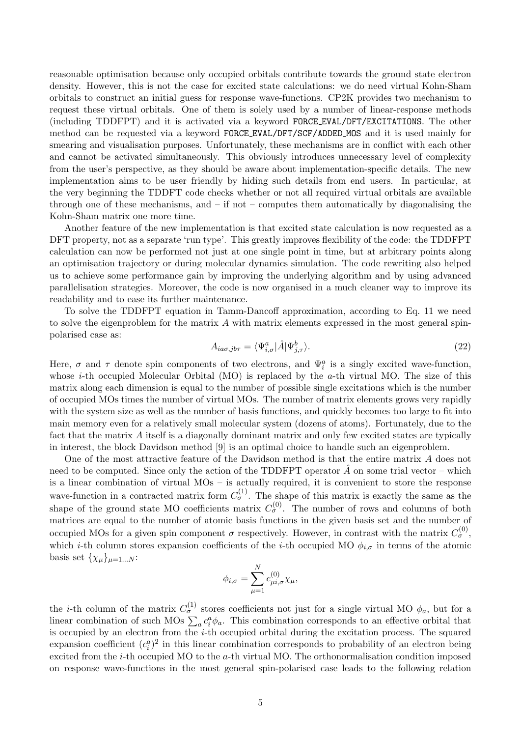reasonable optimisation because only occupied orbitals contribute towards the ground state electron density. However, this is not the case for excited state calculations: we do need virtual Kohn-Sham orbitals to construct an initial guess for response wave-functions. CP2K provides two mechanism to request these virtual orbitals. One of them is solely used by a number of linear-response methods (including TDDFPT) and it is activated via a keyword `FORCE_EVAL/DFT/EXCITATIONS`. The other method can be requested via a keyword `FORCE_EVAL/DFT/SCF/ADDED_MOS` and it is used mainly for smearing and visualisation purposes. Unfortunately, these mechanisms are in conflict with each other and cannot be activated simultaneously. This obviously introduces unnecessary level of complexity from the user's perspective, as they should be aware about implementation-specific details. The new implementation aims to be user friendly by hiding such details from end users. In particular, at the very beginning the TDDFT code checks whether or not all required virtual orbitals are available through one of these mechanisms, and – if not – computes them automatically by diagonalising the Kohn-Sham matrix one more time.

Another feature of the new implementation is that excited state calculation is now requested as a DFT property, not as a separate 'run type'. This greatly improves flexibility of the code: the TDDFPT calculation can now be performed not just at one single point in time, but at arbitrary points along an optimisation trajectory or during molecular dynamics simulation. The code rewriting also helped us to achieve some performance gain by improving the underlying algorithm and by using advanced parallelisation strategies. Moreover, the code is now organised in a much cleaner way to improve its readability and to ease its further maintenance.

To solve the TDDFPT equation in Tamm-Dancoff approximation, according to Eq. 11 we need to solve the eigenproblem for the matrix $A$ with matrix elements expressed in the most general spin-polarised case as:

$$A_{ia\sigma,jb\tau} = \langle \Psi^a_{i,\sigma} | \hat{A} | \Psi^b_{j,\tau} \rangle. \tag{22}$$

Here, $\sigma$ and $\tau$ denote spin components of two electrons, and $\Psi^a_i$ is a singly excited wave-function, whose $i$-th occupied Molecular Orbital (MO) is replaced by the $a$-th virtual MO. The size of this matrix along each dimension is equal to the number of possible single excitations which is the number of occupied MOs times the number of virtual MOs. The number of matrix elements grows very rapidly with the system size as well as the number of basis functions, and quickly becomes too large to fit into main memory even for a relatively small molecular system (dozens of atoms). Fortunately, due to the fact that the matrix $A$ itself is a diagonally dominant matrix and only few excited states are typically in interest, the block Davidson method [9] is an optimal choice to handle such an eigenproblem.

One of the most attractive feature of the Davidson method is that the entire matrix $A$ does not need to be computed. Since only the action of the TDDFPT operator $\hat{A}$ on some trial vector – which is a linear combination of virtual MOs – is actually required, it is convenient to store the response wave-function in a contracted matrix form $C^{(1)}_\sigma$. The shape of this matrix is exactly the same as the shape of the ground state MO coefficients matrix $C^{(0)}_\sigma$. The number of rows and columns of both matrices are equal to the number of atomic basis functions in the given basis set and the number of occupied MOs for a given spin component $\sigma$ respectively. However, in contrast with the matrix $C^{(0)}_\sigma$, which $i$-th column stores expansion coefficients of the $i$-th occupied MO $\phi_{i,\sigma}$ in terms of the atomic basis set $\{\chi_\mu\}_{\mu=1\ldots N}$:

$$\phi_{i,\sigma} = \sum_{\mu=1}^{N} c^{(0)}_{\mu i,\sigma} \chi_\mu,$$

the $i$-th column of the matrix $C^{(1)}_\sigma$ stores coefficients not just for a single virtual MO $\phi_a$, but for a linear combination of such MOs $\sum_a c^a_i \phi_a$. This combination corresponds to an effective orbital that is occupied by an electron from the $i$-th occupied orbital during the excitation process. The squared expansion coefficient $(c^a_i)^2$ in this linear combination corresponds to probability of an electron being excited from the $i$-th occupied MO to the $a$-th virtual MO. The orthonormalisation condition imposed on response wave-functions in the most general spin-polarised case leads to the following relation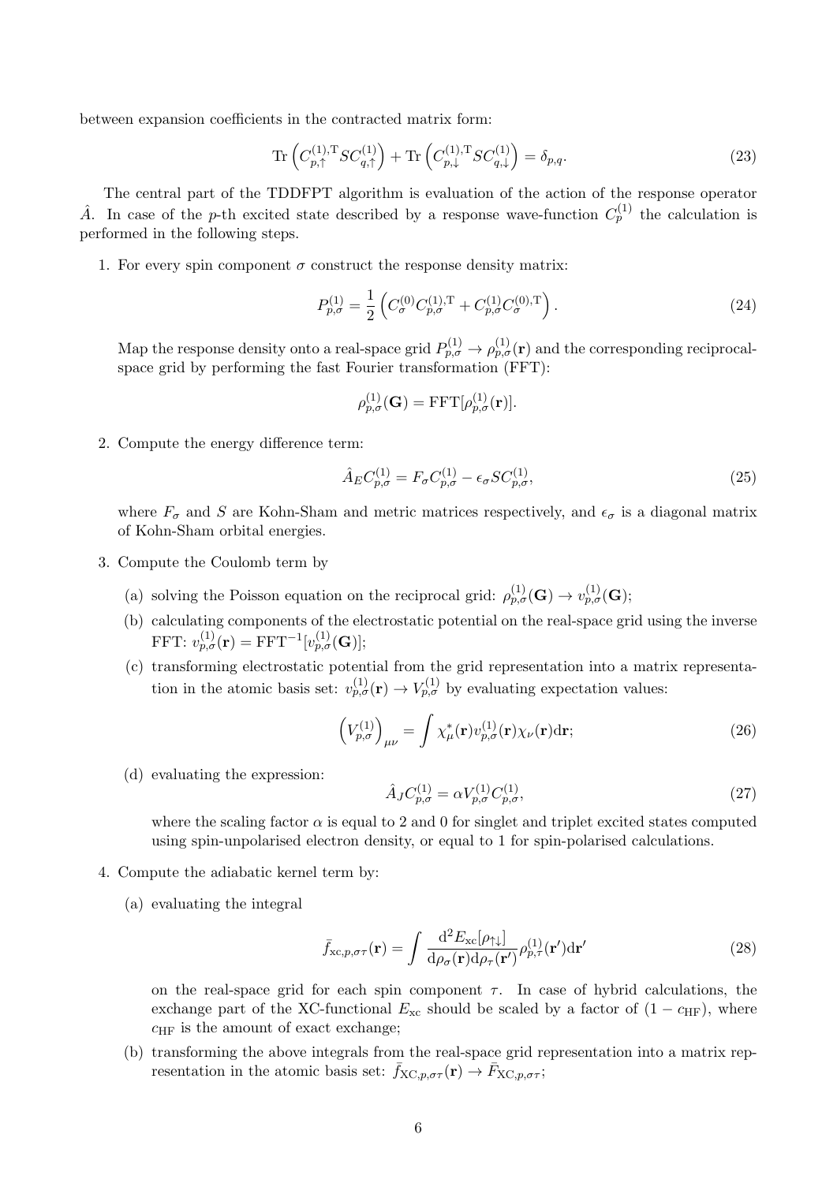between expansion coefficients in the contracted matrix form:

$$\mathrm{Tr}\left(C_{p,\uparrow}^{(1),\mathrm{T}} S C_{q,\uparrow}^{(1)}\right) + \mathrm{Tr}\left(C_{p,\downarrow}^{(1),\mathrm{T}} S C_{q,\downarrow}^{(1)}\right) = \delta_{p,q}. \tag{23}$$

The central part of the TDDFPT algorithm is evaluation of the action of the response operator $\hat{A}$. In case of the $p$-th excited state described by a response wave-function $C_p^{(1)}$ the calculation is performed in the following steps.

1. For every spin component $\sigma$ construct the response density matrix:

$$P_{p,\sigma}^{(1)} = \frac{1}{2}\left(C_\sigma^{(0)} C_{p,\sigma}^{(1),\mathrm{T}} + C_{p,\sigma}^{(1)} C_\sigma^{(0),\mathrm{T}}\right). \tag{24}$$

   Map the response density onto a real-space grid $P_{p,\sigma}^{(1)} \to \rho_{p,\sigma}^{(1)}(\mathbf{r})$ and the corresponding reciprocal-space grid by performing the fast Fourier transformation (FFT):

$$\rho_{p,\sigma}^{(1)}(\mathbf{G}) = \mathrm{FFT}[\rho_{p,\sigma}^{(1)}(\mathbf{r})].$$

2. Compute the energy difference term:

$$\hat{A}_E C_{p,\sigma}^{(1)} = F_\sigma C_{p,\sigma}^{(1)} - \epsilon_\sigma S C_{p,\sigma}^{(1)}, \tag{25}$$

   where $F_\sigma$ and $S$ are Kohn-Sham and metric matrices respectively, and $\epsilon_\sigma$ is a diagonal matrix of Kohn-Sham orbital energies.

3. Compute the Coulomb term by

   (a) solving the Poisson equation on the reciprocal grid: $\rho_{p,\sigma}^{(1)}(\mathbf{G}) \to v_{p,\sigma}^{(1)}(\mathbf{G})$;

   (b) calculating components of the electrostatic potential on the real-space grid using the inverse FFT: $v_{p,\sigma}^{(1)}(\mathbf{r}) = \mathrm{FFT}^{-1}[v_{p,\sigma}^{(1)}(\mathbf{G})]$;

   (c) transforming electrostatic potential from the grid representation into a matrix representation in the atomic basis set: $v_{p,\sigma}^{(1)}(\mathbf{r}) \to V_{p,\sigma}^{(1)}$ by evaluating expectation values:

$$\left(V_{p,\sigma}^{(1)}\right)_{\mu\nu} = \int \chi_\mu^*(\mathbf{r}) v_{p,\sigma}^{(1)}(\mathbf{r}) \chi_\nu(\mathbf{r}) \mathrm{d}\mathbf{r}; \tag{26}$$

   (d) evaluating the expression:

$$\hat{A}_J C_{p,\sigma}^{(1)} = \alpha V_{p,\sigma}^{(1)} C_{p,\sigma}^{(1)}, \tag{27}$$

   where the scaling factor $\alpha$ is equal to 2 and 0 for singlet and triplet excited states computed using spin-unpolarised electron density, or equal to 1 for spin-polarised calculations.

4. Compute the adiabatic kernel term by:

   (a) evaluating the integral

$$\bar{f}_{\mathrm{xc},p,\sigma\tau}(\mathbf{r}) = \int \frac{\mathrm{d}^2 E_{\mathrm{xc}}[\rho_{\uparrow\downarrow}]}{\mathrm{d}\rho_\sigma(\mathbf{r})\mathrm{d}\rho_\tau(\mathbf{r}')} \rho_{p,\tau}^{(1)}(\mathbf{r}') \mathrm{d}\mathbf{r}' \tag{28}$$

   on the real-space grid for each spin component $\tau$. In case of hybrid calculations, the exchange part of the XC-functional $E_{\mathrm{xc}}$ should be scaled by a factor of $(1 - c_{\mathrm{HF}})$, where $c_{\mathrm{HF}}$ is the amount of exact exchange;

   (b) transforming the above integrals from the real-space grid representation into a matrix representation in the atomic basis set: $\bar{f}_{\mathrm{XC},p,\sigma\tau}(\mathbf{r}) \to \bar{F}_{\mathrm{XC},p,\sigma\tau}$;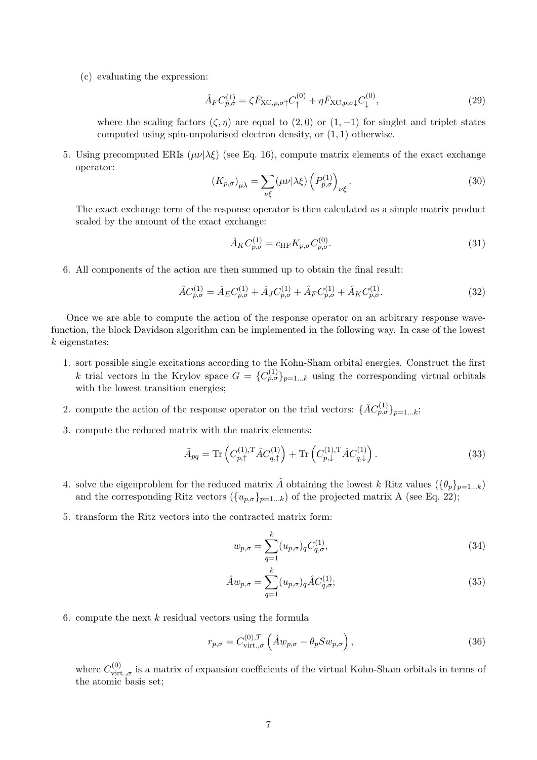(c) evaluating the expression:

$$\hat{A}_F C^{(1)}_{p,\sigma} = \zeta \bar{F}_{\mathrm{XC},p,\sigma\uparrow} C^{(0)}_{\uparrow} + \eta \bar{F}_{\mathrm{XC},p,\sigma\downarrow} C^{(0)}_{\downarrow}, \tag{29}$$

where the scaling factors $(\zeta, \eta)$ are equal to $(2, 0)$ or $(1, -1)$ for singlet and triplet states computed using spin-unpolarised electron density, or $(1, 1)$ otherwise.

5. Using precomputed ERIs $(\mu\nu|\lambda\xi)$ (see Eq. 16), compute matrix elements of the exact exchange operator:

$$(K_{p,\sigma})_{\mu\lambda} = \sum_{\nu\xi} (\mu\nu|\lambda\xi) \left( P^{(1)}_{p,\sigma} \right)_{\nu\xi}. \tag{30}$$

The exact exchange term of the response operator is then calculated as a simple matrix product scaled by the amount of the exact exchange:

$$\hat{A}_K C^{(1)}_{p,\sigma} = c_{\mathrm{HF}} K_{p,\sigma} C^{(0)}_{p,\sigma}. \tag{31}$$

6. All components of the action are then summed up to obtain the final result:

$$\hat{A} C^{(1)}_{p,\sigma} = \hat{A}_E C^{(1)}_{p,\sigma} + \hat{A}_J C^{(1)}_{p,\sigma} + \hat{A}_F C^{(1)}_{p,\sigma} + \hat{A}_K C^{(1)}_{p,\sigma}. \tag{32}$$

Once we are able to compute the action of the response operator on an arbitrary response wavefunction, the block Davidson algorithm can be implemented in the following way. In case of the lowest $k$ eigenstates:

1. sort possible single excitations according to the Kohn-Sham orbital energies. Construct the first $k$ trial vectors in the Krylov space $G = \{C^{(1)}_{p,\sigma}\}_{p=1\ldots k}$ using the corresponding virtual orbitals with the lowest transition energies;

2. compute the action of the response operator on the trial vectors: $\{\hat{A} C^{(1)}_{p,\sigma}\}_{p=1\ldots k}$;

3. compute the reduced matrix with the matrix elements:

$$\tilde{A}_{pq} = \mathrm{Tr}\left( C^{(1),\mathrm{T}}_{p,\uparrow} \hat{A} C^{(1)}_{q,\uparrow} \right) + \mathrm{Tr}\left( C^{(1),\mathrm{T}}_{p,\downarrow} \hat{A} C^{(1)}_{q,\downarrow} \right). \tag{33}$$

4. solve the eigenproblem for the reduced matrix $\tilde{A}$ obtaining the lowest $k$ Ritz values ($\{\theta_p\}_{p=1\ldots k}$) and the corresponding Ritz vectors ($\{u_{p,\sigma}\}_{p=1\ldots k}$) of the projected matrix A (see Eq. 22);

5. transform the Ritz vectors into the contracted matrix form:

$$w_{p,\sigma} = \sum_{q=1}^{k} (u_{p,\sigma})_q C^{(1)}_{q,\sigma}, \tag{34}$$

$$\hat{A} w_{p,\sigma} = \sum_{q=1}^{k} (u_{p,\sigma})_q \hat{A} C^{(1)}_{q,\sigma}; \tag{35}$$

6. compute the next $k$ residual vectors using the formula

$$r_{p,\sigma} = C^{(0),T}_{\mathrm{virt.},\sigma} \left( \hat{A} w_{p,\sigma} - \theta_p S w_{p,\sigma} \right), \tag{36}$$

where $C^{(0)}_{\mathrm{virt.},\sigma}$ is a matrix of expansion coefficients of the virtual Kohn-Sham orbitals in terms of the atomic basis set;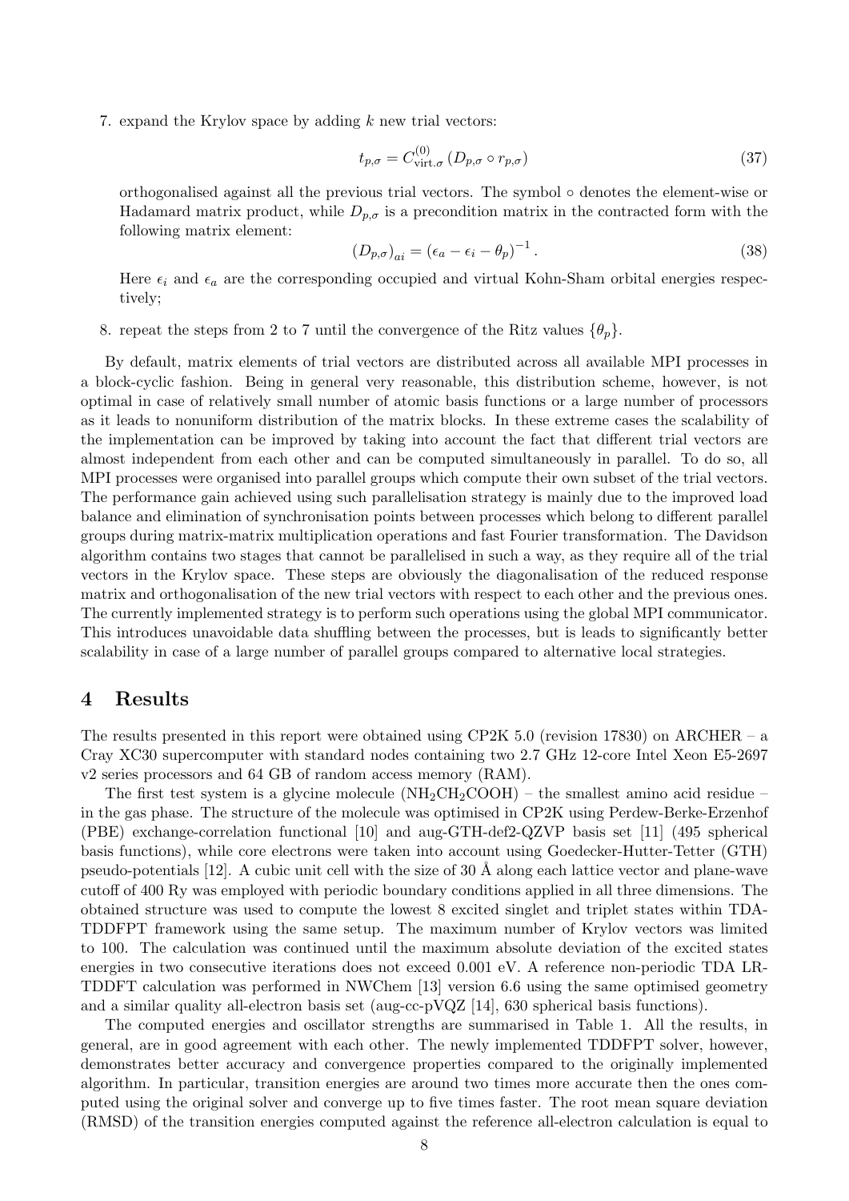7. expand the Krylov space by adding $k$ new trial vectors:

$$t_{p,\sigma} = C^{(0)}_{\text{virt.}\sigma} \left( D_{p,\sigma} \circ r_{p,\sigma} \right) \tag{37}$$

orthogonalised against all the previous trial vectors. The symbol $\circ$ denotes the element-wise or Hadamard matrix product, while $D_{p,\sigma}$ is a precondition matrix in the contracted form with the following matrix element:

$$\left( D_{p,\sigma} \right)_{ai} = \left( \epsilon_a - \epsilon_i - \theta_p \right)^{-1} . \tag{38}$$

Here $\epsilon_i$ and $\epsilon_a$ are the corresponding occupied and virtual Kohn-Sham orbital energies respectively;

8. repeat the steps from 2 to 7 until the convergence of the Ritz values $\{\theta_p\}$.

By default, matrix elements of trial vectors are distributed across all available MPI processes in a block-cyclic fashion. Being in general very reasonable, this distribution scheme, however, is not optimal in case of relatively small number of atomic basis functions or a large number of processors as it leads to nonuniform distribution of the matrix blocks. In these extreme cases the scalability of the implementation can be improved by taking into account the fact that different trial vectors are almost independent from each other and can be computed simultaneously in parallel. To do so, all MPI processes were organised into parallel groups which compute their own subset of the trial vectors. The performance gain achieved using such parallelisation strategy is mainly due to the improved load balance and elimination of synchronisation points between processes which belong to different parallel groups during matrix-matrix multiplication operations and fast Fourier transformation. The Davidson algorithm contains two stages that cannot be parallelised in such a way, as they require all of the trial vectors in the Krylov space. These steps are obviously the diagonalisation of the reduced response matrix and orthogonalisation of the new trial vectors with respect to each other and the previous ones. The currently implemented strategy is to perform such operations using the global MPI communicator. This introduces unavoidable data shuffling between the processes, but is leads to significantly better scalability in case of a large number of parallel groups compared to alternative local strategies.

# 4 Results

The results presented in this report were obtained using CP2K 5.0 (revision 17830) on ARCHER – a Cray XC30 supercomputer with standard nodes containing two 2.7 GHz 12-core Intel Xeon E5-2697 v2 series processors and 64 GB of random access memory (RAM).

The first test system is a glycine molecule ($NH_2CH_2COOH$) – the smallest amino acid residue – in the gas phase. The structure of the molecule was optimised in CP2K using Perdew-Berke-Erzenhof (PBE) exchange-correlation functional [10] and aug-GTH-def2-QZVP basis set [11] (495 spherical basis functions), while core electrons were taken into account using Goedecker-Hutter-Tetter (GTH) pseudo-potentials [12]. A cubic unit cell with the size of 30 Å along each lattice vector and plane-wave cutoff of 400 Ry was employed with periodic boundary conditions applied in all three dimensions. The obtained structure was used to compute the lowest 8 excited singlet and triplet states within TDA-TDDFPT framework using the same setup. The maximum number of Krylov vectors was limited to 100. The calculation was continued until the maximum absolute deviation of the excited states energies in two consecutive iterations does not exceed 0.001 eV. A reference non-periodic TDA LR-TDDFT calculation was performed in NWChem [13] version 6.6 using the same optimised geometry and a similar quality all-electron basis set (aug-cc-pVQZ [14], 630 spherical basis functions).

The computed energies and oscillator strengths are summarised in Table 1. All the results, in general, are in good agreement with each other. The newly implemented TDDFPT solver, however, demonstrates better accuracy and convergence properties compared to the originally implemented algorithm. In particular, transition energies are around two times more accurate then the ones computed using the original solver and converge up to five times faster. The root mean square deviation (RMSD) of the transition energies computed against the reference all-electron calculation is equal to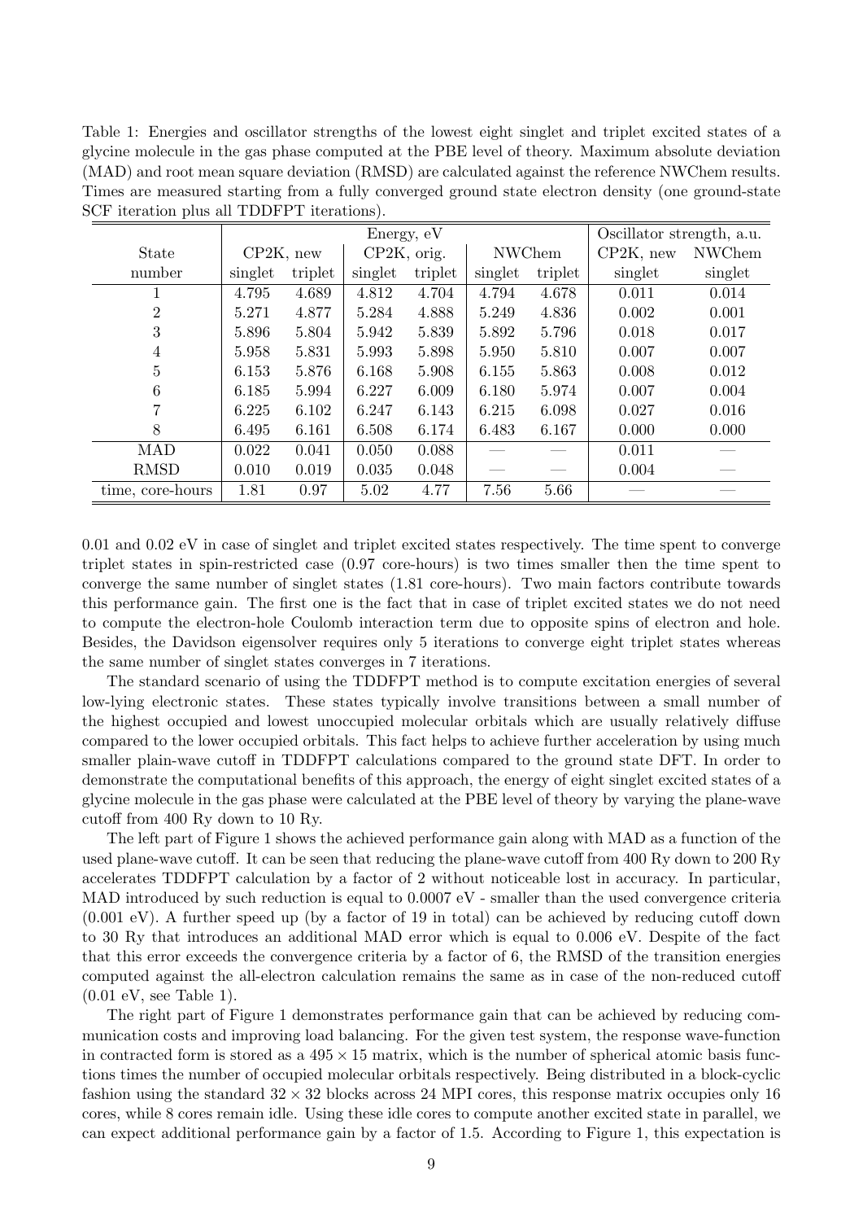Table 1: Energies and oscillator strengths of the lowest eight singlet and triplet excited states of a glycine molecule in the gas phase computed at the PBE level of theory. Maximum absolute deviation (MAD) and root mean square deviation (RMSD) are calculated against the reference NWChem results. Times are measured starting from a fully converged ground state electron density (one ground-state SCF iteration plus all TDDFPT iterations).

| | Energy, eV | | | | | | Oscillator strength, a.u. | |
|---|---|---|---|---|---|---|---|---|
| State | CP2K, new | | CP2K, orig. | | NWChem | | CP2K, new | NWChem |
| number | singlet | triplet | singlet | triplet | singlet | triplet | singlet | singlet |
| 1 | 4.795 | 4.689 | 4.812 | 4.704 | 4.794 | 4.678 | 0.011 | 0.014 |
| 2 | 5.271 | 4.877 | 5.284 | 4.888 | 5.249 | 4.836 | 0.002 | 0.001 |
| 3 | 5.896 | 5.804 | 5.942 | 5.839 | 5.892 | 5.796 | 0.018 | 0.017 |
| 4 | 5.958 | 5.831 | 5.993 | 5.898 | 5.950 | 5.810 | 0.007 | 0.007 |
| 5 | 6.153 | 5.876 | 6.168 | 5.908 | 6.155 | 5.863 | 0.008 | 0.012 |
| 6 | 6.185 | 5.994 | 6.227 | 6.009 | 6.180 | 5.974 | 0.007 | 0.004 |
| 7 | 6.225 | 6.102 | 6.247 | 6.143 | 6.215 | 6.098 | 0.027 | 0.016 |
| 8 | 6.495 | 6.161 | 6.508 | 6.174 | 6.483 | 6.167 | 0.000 | 0.000 |
| MAD | 0.022 | 0.041 | 0.050 | 0.088 | — | — | 0.011 | — |
| RMSD | 0.010 | 0.019 | 0.035 | 0.048 | — | — | 0.004 | — |
| time, core-hours | 1.81 | 0.97 | 5.02 | 4.77 | 7.56 | 5.66 | — | — |

0.01 and 0.02 eV in case of singlet and triplet excited states respectively. The time spent to converge triplet states in spin-restricted case (0.97 core-hours) is two times smaller then the time spent to converge the same number of singlet states (1.81 core-hours). Two main factors contribute towards this performance gain. The first one is the fact that in case of triplet excited states we do not need to compute the electron-hole Coulomb interaction term due to opposite spins of electron and hole. Besides, the Davidson eigensolver requires only 5 iterations to converge eight triplet states whereas the same number of singlet states converges in 7 iterations.

The standard scenario of using the TDDFPT method is to compute excitation energies of several low-lying electronic states. These states typically involve transitions between a small number of the highest occupied and lowest unoccupied molecular orbitals which are usually relatively diffuse compared to the lower occupied orbitals. This fact helps to achieve further acceleration by using much smaller plain-wave cutoff in TDDFPT calculations compared to the ground state DFT. In order to demonstrate the computational benefits of this approach, the energy of eight singlet excited states of a glycine molecule in the gas phase were calculated at the PBE level of theory by varying the plane-wave cutoff from 400 Ry down to 10 Ry.

The left part of Figure 1 shows the achieved performance gain along with MAD as a function of the used plane-wave cutoff. It can be seen that reducing the plane-wave cutoff from 400 Ry down to 200 Ry accelerates TDDFPT calculation by a factor of 2 without noticeable lost in accuracy. In particular, MAD introduced by such reduction is equal to 0.0007 eV - smaller than the used convergence criteria (0.001 eV). A further speed up (by a factor of 19 in total) can be achieved by reducing cutoff down to 30 Ry that introduces an additional MAD error which is equal to 0.006 eV. Despite of the fact that this error exceeds the convergence criteria by a factor of 6, the RMSD of the transition energies computed against the all-electron calculation remains the same as in case of the non-reduced cutoff (0.01 eV, see Table 1).

The right part of Figure 1 demonstrates performance gain that can be achieved by reducing communication costs and improving load balancing. For the given test system, the response wave-function in contracted form is stored as a $495 \times 15$ matrix, which is the number of spherical atomic basis functions times the number of occupied molecular orbitals respectively. Being distributed in a block-cyclic fashion using the standard $32 \times 32$ blocks across 24 MPI cores, this response matrix occupies only 16 cores, while 8 cores remain idle. Using these idle cores to compute another excited state in parallel, we can expect additional performance gain by a factor of 1.5. According to Figure 1, this expectation is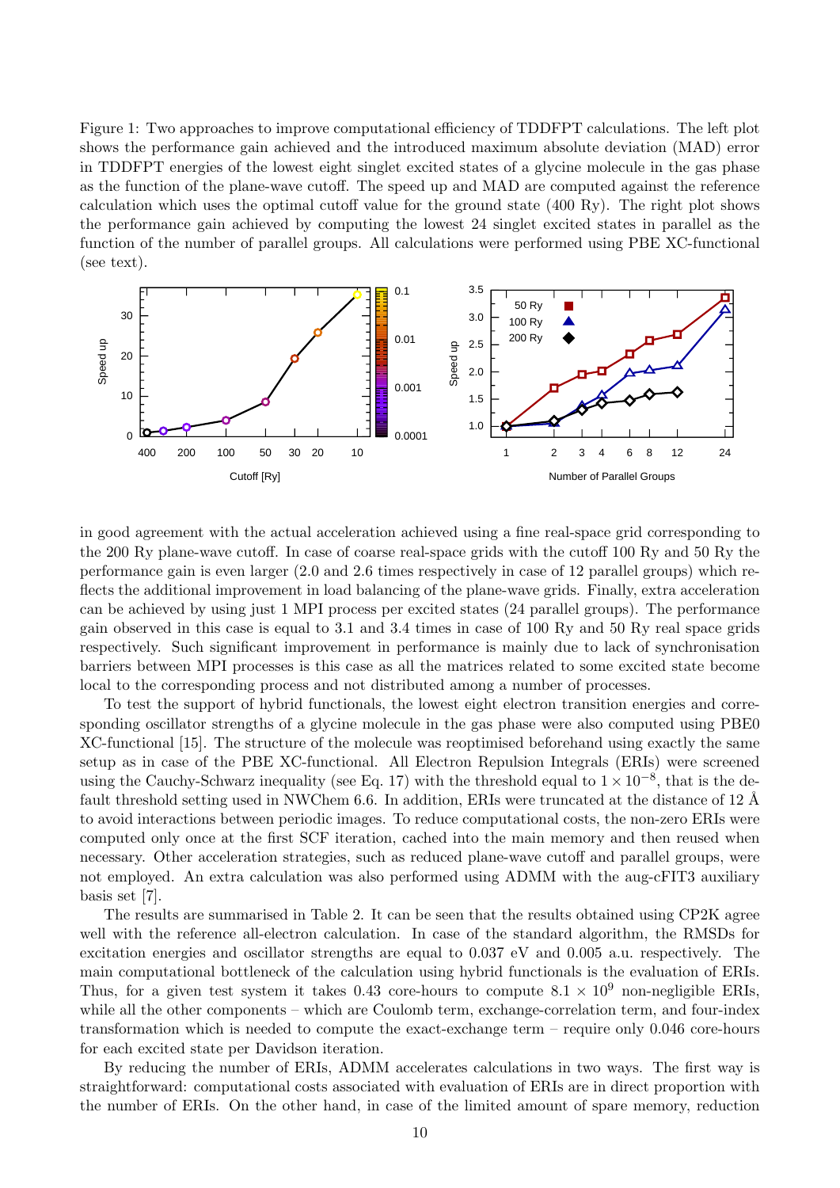Figure 1: Two approaches to improve computational efficiency of TDDFPT calculations. The left plot shows the performance gain achieved and the introduced maximum absolute deviation (MAD) error in TDDFPT energies of the lowest eight singlet excited states of a glycine molecule in the gas phase as the function of the plane-wave cutoff. The speed up and MAD are computed against the reference calculation which uses the optimal cutoff value for the ground state (400 Ry). The right plot shows the performance gain achieved by computing the lowest 24 singlet excited states in parallel as the function of the number of parallel groups. All calculations were performed using PBE XC-functional (see text).

in good agreement with the actual acceleration achieved using a fine real-space grid corresponding to the 200 Ry plane-wave cutoff. In case of coarse real-space grids with the cutoff 100 Ry and 50 Ry the performance gain is even larger (2.0 and 2.6 times respectively in case of 12 parallel groups) which reflects the additional improvement in load balancing of the plane-wave grids. Finally, extra acceleration can be achieved by using just 1 MPI process per excited states (24 parallel groups). The performance gain observed in this case is equal to 3.1 and 3.4 times in case of 100 Ry and 50 Ry real space grids respectively. Such significant improvement in performance is mainly due to lack of synchronisation barriers between MPI processes is this case as all the matrices related to some excited state become local to the corresponding process and not distributed among a number of processes.

To test the support of hybrid functionals, the lowest eight electron transition energies and corresponding oscillator strengths of a glycine molecule in the gas phase were also computed using PBE0 XC-functional [15]. The structure of the molecule was reoptimised beforehand using exactly the same setup as in case of the PBE XC-functional. All Electron Repulsion Integrals (ERIs) were screened using the Cauchy-Schwarz inequality (see Eq. 17) with the threshold equal to $1 \times 10^{-8}$, that is the default threshold setting used in NWChem 6.6. In addition, ERIs were truncated at the distance of 12 Å to avoid interactions between periodic images. To reduce computational costs, the non-zero ERIs were computed only once at the first SCF iteration, cached into the main memory and then reused when necessary. Other acceleration strategies, such as reduced plane-wave cutoff and parallel groups, were not employed. An extra calculation was also performed using ADMM with the aug-cFIT3 auxiliary basis set [7].

The results are summarised in Table 2. It can be seen that the results obtained using CP2K agree well with the reference all-electron calculation. In case of the standard algorithm, the RMSDs for excitation energies and oscillator strengths are equal to 0.037 eV and 0.005 a.u. respectively. The main computational bottleneck of the calculation using hybrid functionals is the evaluation of ERIs. Thus, for a given test system it takes 0.43 core-hours to compute $8.1 \times 10^9$ non-negligible ERIs, while all the other components – which are Coulomb term, exchange-correlation term, and four-index transformation which is needed to compute the exact-exchange term – require only 0.046 core-hours for each excited state per Davidson iteration.

By reducing the number of ERIs, ADMM accelerates calculations in two ways. The first way is straightforward: computational costs associated with evaluation of ERIs are in direct proportion with the number of ERIs. On the other hand, in case of the limited amount of spare memory, reduction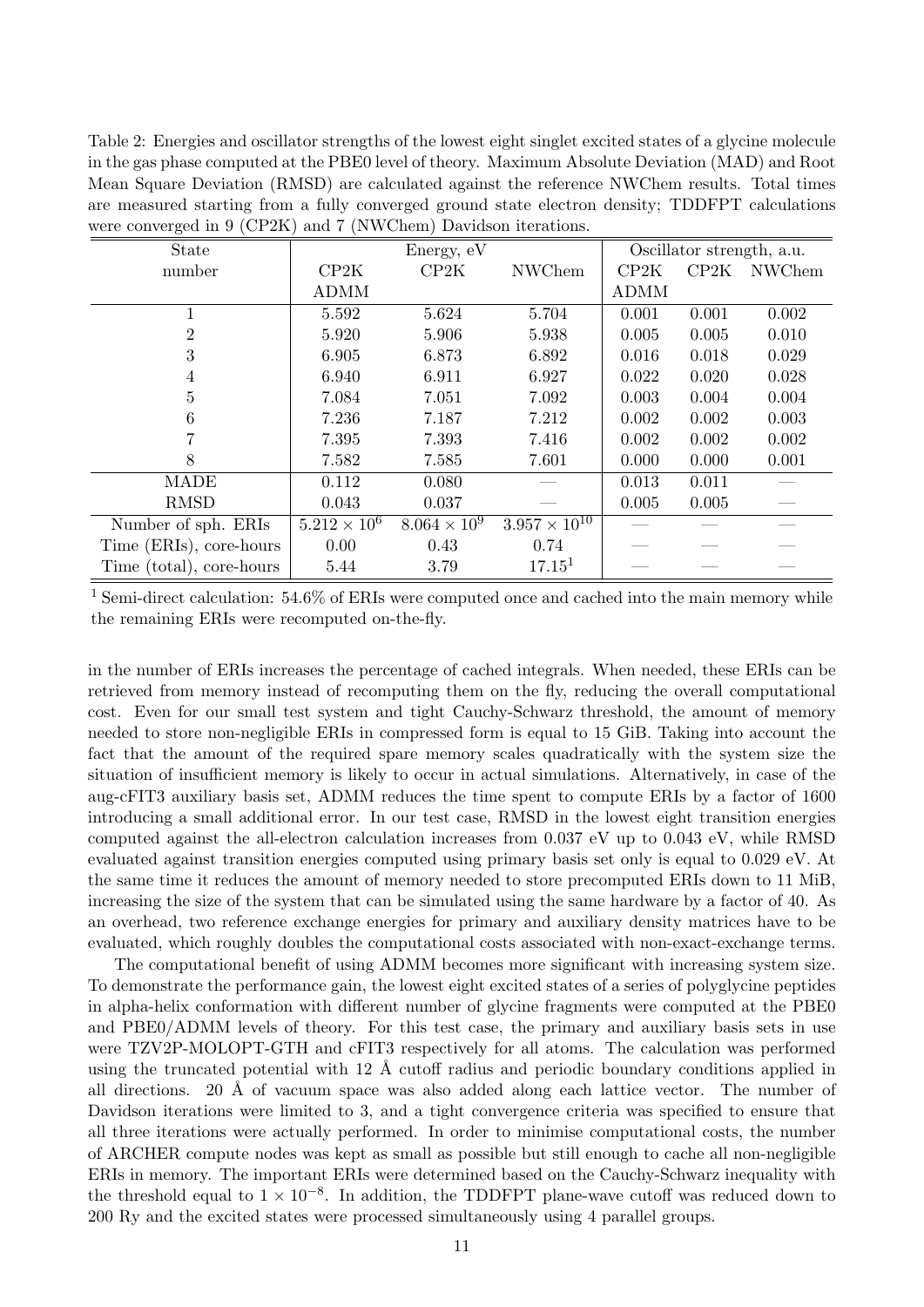Table 2: Energies and oscillator strengths of the lowest eight singlet excited states of a glycine molecule in the gas phase computed at the PBE0 level of theory. Maximum Absolute Deviation (MAD) and Root Mean Square Deviation (RMSD) are calculated against the reference NWChem results. Total times are measured starting from a fully converged ground state electron density; TDDFPT calculations were converged in 9 (CP2K) and 7 (NWChem) Davidson iterations.

| State number | Energy, eV | | | Oscillator strength, a.u. | | |
|---|---|---|---|---|---|---|
| | CP2K ADMM | CP2K | NWChem | CP2K ADMM | CP2K | NWChem |
| 1 | 5.592 | 5.624 | 5.704 | 0.001 | 0.001 | 0.002 |
| 2 | 5.920 | 5.906 | 5.938 | 0.005 | 0.005 | 0.010 |
| 3 | 6.905 | 6.873 | 6.892 | 0.016 | 0.018 | 0.029 |
| 4 | 6.940 | 6.911 | 6.927 | 0.022 | 0.020 | 0.028 |
| 5 | 7.084 | 7.051 | 7.092 | 0.003 | 0.004 | 0.004 |
| 6 | 7.236 | 7.187 | 7.212 | 0.002 | 0.002 | 0.003 |
| 7 | 7.395 | 7.393 | 7.416 | 0.002 | 0.002 | 0.002 |
| 8 | 7.582 | 7.585 | 7.601 | 0.000 | 0.000 | 0.001 |
| MADE | 0.112 | 0.080 | — | 0.013 | 0.011 | — |
| RMSD | 0.043 | 0.037 | — | 0.005 | 0.005 | — |
| Number of sph. ERIs | $5.212 \times 10^6$ | $8.064 \times 10^9$ | $3.957 \times 10^{10}$ | — | — | — |
| Time (ERIs), core-hours | 0.00 | 0.43 | 0.74 | — | — | — |
| Time (total), core-hours | 5.44 | 3.79 | 17.15[1] | — | — | — |

[1] Semi-direct calculation: 54.6% of ERIs were computed once and cached into the main memory while the remaining ERIs were recomputed on-the-fly.

in the number of ERIs increases the percentage of cached integrals. When needed, these ERIs can be retrieved from memory instead of recomputing them on the fly, reducing the overall computational cost. Even for our small test system and tight Cauchy-Schwarz threshold, the amount of memory needed to store non-negligible ERIs in compressed form is equal to 15 GiB. Taking into account the fact that the amount of the required spare memory scales quadratically with the system size the situation of insufficient memory is likely to occur in actual simulations. Alternatively, in case of the aug-cFIT3 auxiliary basis set, ADMM reduces the time spent to compute ERIs by a factor of 1600 introducing a small additional error. In our test case, RMSD in the lowest eight transition energies computed against the all-electron calculation increases from 0.037 eV up to 0.043 eV, while RMSD evaluated against transition energies computed using primary basis set only is equal to 0.029 eV. At the same time it reduces the amount of memory needed to store precomputed ERIs down to 11 MiB, increasing the size of the system that can be simulated using the same hardware by a factor of 40. As an overhead, two reference exchange energies for primary and auxiliary density matrices have to be evaluated, which roughly doubles the computational costs associated with non-exact-exchange terms.

The computational benefit of using ADMM becomes more significant with increasing system size. To demonstrate the performance gain, the lowest eight excited states of a series of polyglycine peptides in alpha-helix conformation with different number of glycine fragments were computed at the PBE0 and PBE0/ADMM levels of theory. For this test case, the primary and auxiliary basis sets in use were TZV2P-MOLOPT-GTH and cFIT3 respectively for all atoms. The calculation was performed using the truncated potential with 12 Å cutoff radius and periodic boundary conditions applied in all directions. 20 Å of vacuum space was also added along each lattice vector. The number of Davidson iterations were limited to 3, and a tight convergence criteria was specified to ensure that all three iterations were actually performed. In order to minimise computational costs, the number of ARCHER compute nodes was kept as small as possible but still enough to cache all non-negligible ERIs in memory. The important ERIs were determined based on the Cauchy-Schwarz inequality with the threshold equal to $1 \times 10^{-8}$. In addition, the TDDFPT plane-wave cutoff was reduced down to 200 Ry and the excited states were processed simultaneously using 4 parallel groups.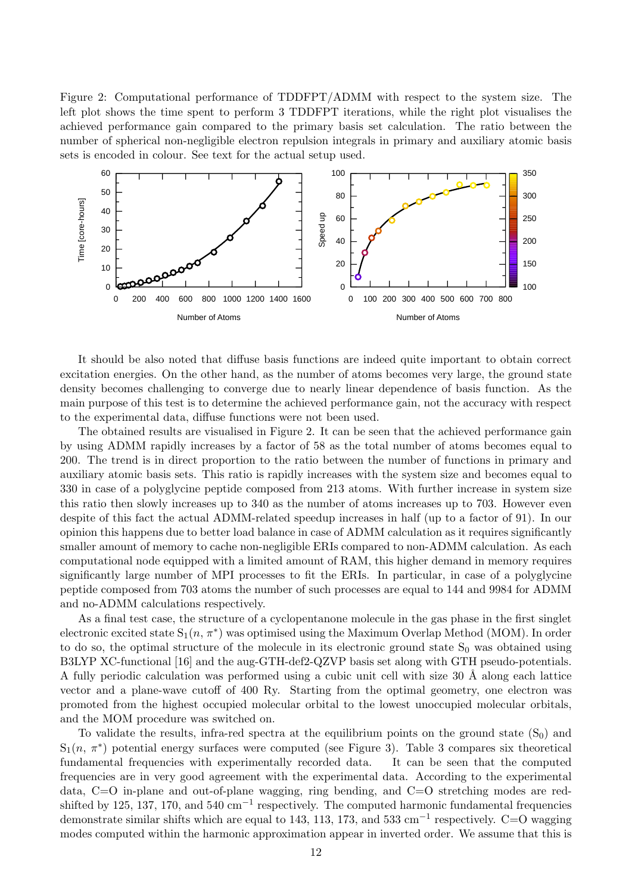Figure 2: Computational performance of TDDFPT/ADMM with respect to the system size. The left plot shows the time spent to perform 3 TDDFPT iterations, while the right plot visualises the achieved performance gain compared to the primary basis set calculation. The ratio between the number of spherical non-negligible electron repulsion integrals in primary and auxiliary atomic basis sets is encoded in colour. See text for the actual setup used.

It should be also noted that diffuse basis functions are indeed quite important to obtain correct excitation energies. On the other hand, as the number of atoms becomes very large, the ground state density becomes challenging to converge due to nearly linear dependence of basis function. As the main purpose of this test is to determine the achieved performance gain, not the accuracy with respect to the experimental data, diffuse functions were not been used.

The obtained results are visualised in Figure 2. It can be seen that the achieved performance gain by using ADMM rapidly increases by a factor of 58 as the total number of atoms becomes equal to 200. The trend is in direct proportion to the ratio between the number of functions in primary and auxiliary atomic basis sets. This ratio is rapidly increases with the system size and becomes equal to 330 in case of a polyglycine peptide composed from 213 atoms. With further increase in system size this ratio then slowly increases up to 340 as the number of atoms increases up to 703. However even despite of this fact the actual ADMM-related speedup increases in half (up to a factor of 91). In our opinion this happens due to better load balance in case of ADMM calculation as it requires significantly smaller amount of memory to cache non-negligible ERIs compared to non-ADMM calculation. As each computational node equipped with a limited amount of RAM, this higher demand in memory requires significantly large number of MPI processes to fit the ERIs. In particular, in case of a polyglycine peptide composed from 703 atoms the number of such processes are equal to 144 and 9984 for ADMM and no-ADMM calculations respectively.

As a final test case, the structure of a cyclopentanone molecule in the gas phase in the first singlet electronic excited state $S_1(n, \pi^*)$ was optimised using the Maximum Overlap Method (MOM). In order to do so, the optimal structure of the molecule in its electronic ground state $S_0$ was obtained using B3LYP XC-functional [16] and the aug-GTH-def2-QZVP basis set along with GTH pseudo-potentials. A fully periodic calculation was performed using a cubic unit cell with size 30 Å along each lattice vector and a plane-wave cutoff of 400 Ry. Starting from the optimal geometry, one electron was promoted from the highest occupied molecular orbital to the lowest unoccupied molecular orbitals, and the MOM procedure was switched on.

To validate the results, infra-red spectra at the equilibrium points on the ground state ($S_0$) and $S_1(n, \pi^*)$ potential energy surfaces were computed (see Figure 3). Table 3 compares six theoretical fundamental frequencies with experimentally recorded data. It can be seen that the computed frequencies are in very good agreement with the experimental data. According to the experimental data, C=O in-plane and out-of-plane wagging, ring bending, and C=O stretching modes are red-shifted by 125, 137, 170, and 540 $cm^{-1}$ respectively. The computed harmonic fundamental frequencies demonstrate similar shifts which are equal to 143, 113, 173, and 533 $cm^{-1}$ respectively. C=O wagging modes computed within the harmonic approximation appear in inverted order. We assume that this is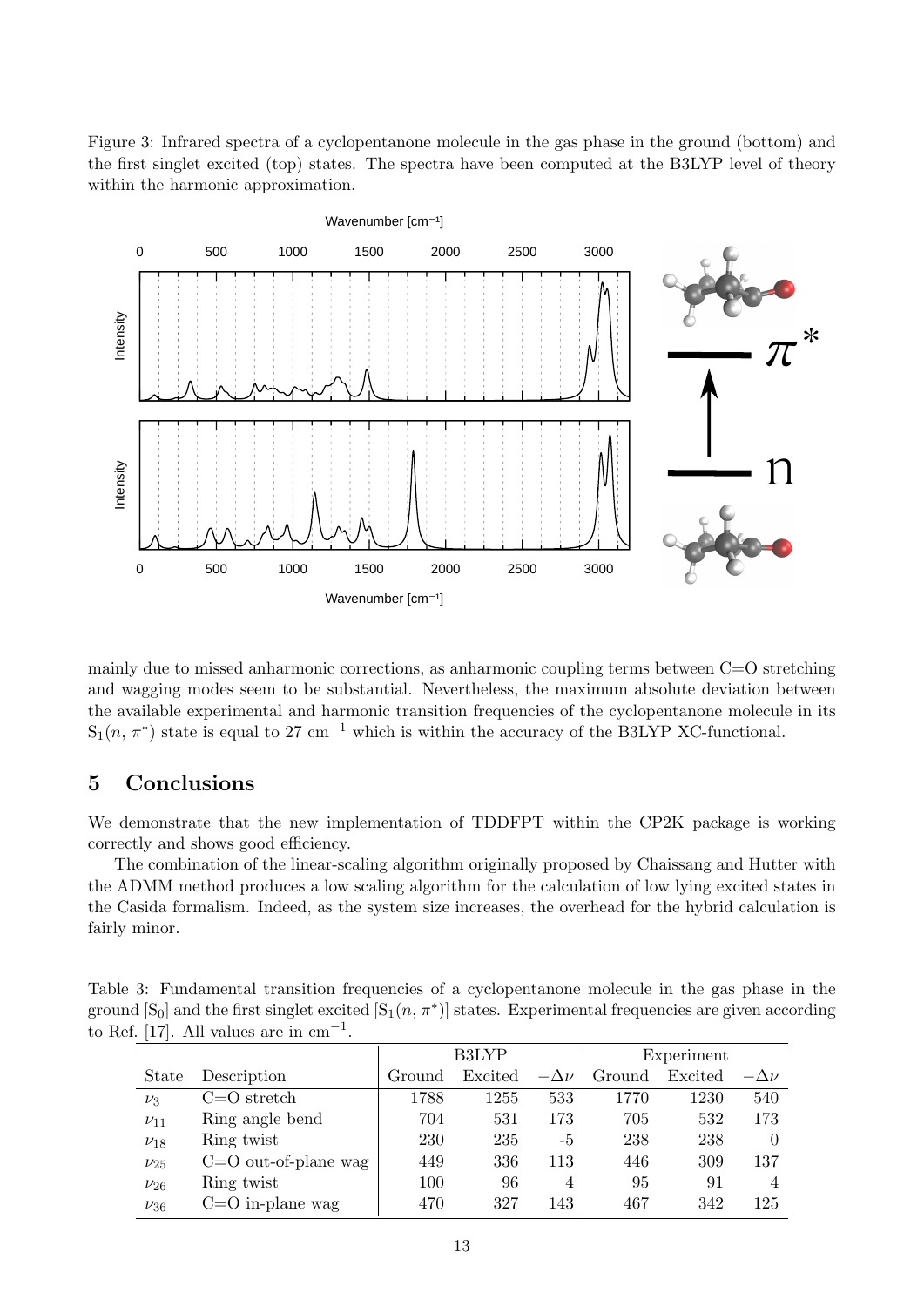Figure 3: Infrared spectra of a cyclopentanone molecule in the gas phase in the ground (bottom) and the first singlet excited (top) states. The spectra have been computed at the B3LYP level of theory within the harmonic approximation.

mainly due to missed anharmonic corrections, as anharmonic coupling terms between C=O stretching and wagging modes seem to be substantial. Nevertheless, the maximum absolute deviation between the available experimental and harmonic transition frequencies of the cyclopentanone molecule in its $S_1(n, \pi^*)$ state is equal to 27 $cm^{-1}$ which is within the accuracy of the B3LYP XC-functional.

## 5 Conclusions

We demonstrate that the new implementation of TDDFPT within the CP2K package is working correctly and shows good efficiency.

The combination of the linear-scaling algorithm originally proposed by Chaissang and Hutter with the ADMM method produces a low scaling algorithm for the calculation of low lying excited states in the Casida formalism. Indeed, as the system size increases, the overhead for the hybrid calculation is fairly minor.

Table 3: Fundamental transition frequencies of a cyclopentanone molecule in the gas phase in the ground [$S_0$] and the first singlet excited [$S_1(n, \pi^*)$] states. Experimental frequencies are given according to Ref. [17]. All values are in $cm^{-1}$.

| | | B3LYP | | | Experiment | | |
|---|---|---|---|---|---|---|---|
| State | Description | Ground | Excited | $-\Delta\nu$ | Ground | Excited | $-\Delta\nu$ |
| $\nu_3$ | C=O stretch | 1788 | 1255 | 533 | 1770 | 1230 | 540 |
| $\nu_{11}$ | Ring angle bend | 704 | 531 | 173 | 705 | 532 | 173 |
| $\nu_{18}$ | Ring twist | 230 | 235 | -5 | 238 | 238 | 0 |
| $\nu_{25}$ | C=O out-of-plane wag | 449 | 336 | 113 | 446 | 309 | 137 |
| $\nu_{26}$ | Ring twist | 100 | 96 | 4 | 95 | 91 | 4 |
| $\nu_{36}$ | C=O in-plane wag | 470 | 327 | 143 | 467 | 342 | 125 |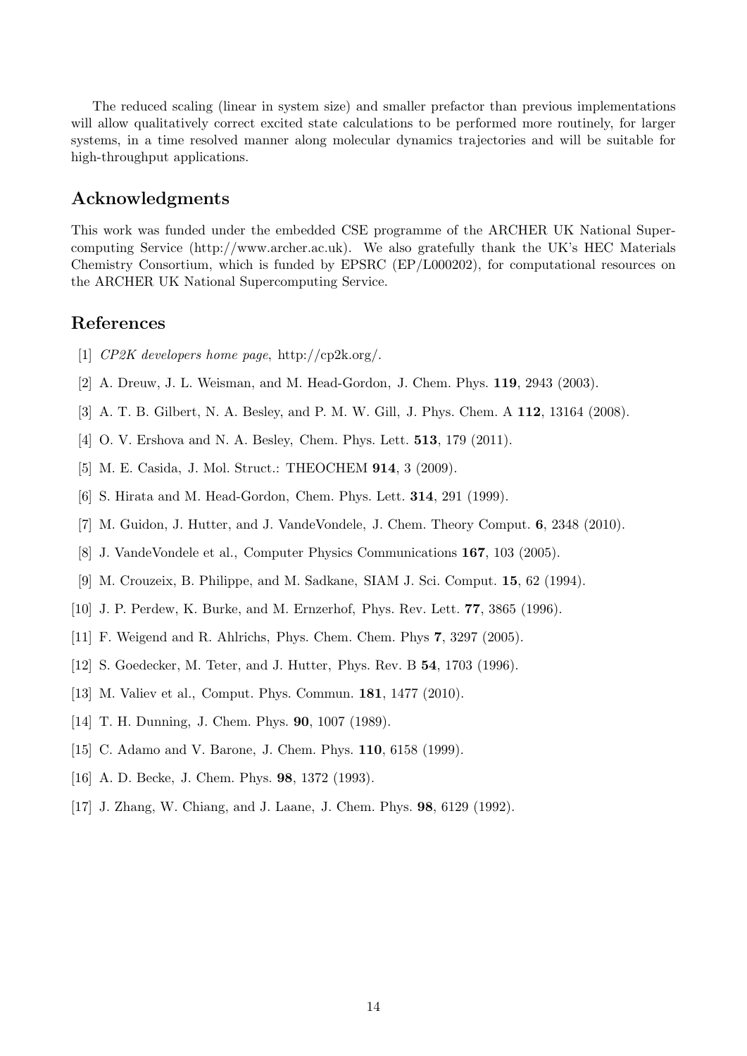The reduced scaling (linear in system size) and smaller prefactor than previous implementations will allow qualitatively correct excited state calculations to be performed more routinely, for larger systems, in a time resolved manner along molecular dynamics trajectories and will be suitable for high-throughput applications.

## Acknowledgments

This work was funded under the embedded CSE programme of the ARCHER UK National Supercomputing Service (http://www.archer.ac.uk). We also gratefully thank the UK's HEC Materials Chemistry Consortium, which is funded by EPSRC (EP/L000202), for computational resources on the ARCHER UK National Supercomputing Service.

## References

[1] *CP2K developers home page*, http://cp2k.org/.

[2] A. Dreuw, J. L. Weisman, and M. Head-Gordon, J. Chem. Phys. **119**, 2943 (2003).

[3] A. T. B. Gilbert, N. A. Besley, and P. M. W. Gill, J. Phys. Chem. A **112**, 13164 (2008).

[4] O. V. Ershova and N. A. Besley, Chem. Phys. Lett. **513**, 179 (2011).

[5] M. E. Casida, J. Mol. Struct.: THEOCHEM **914**, 3 (2009).

[6] S. Hirata and M. Head-Gordon, Chem. Phys. Lett. **314**, 291 (1999).

[7] M. Guidon, J. Hutter, and J. VandeVondele, J. Chem. Theory Comput. **6**, 2348 (2010).

[8] J. VandeVondele et al., Computer Physics Communications **167**, 103 (2005).

[9] M. Crouzeix, B. Philippe, and M. Sadkane, SIAM J. Sci. Comput. **15**, 62 (1994).

[10] J. P. Perdew, K. Burke, and M. Ernzerhof, Phys. Rev. Lett. **77**, 3865 (1996).

[11] F. Weigend and R. Ahlrichs, Phys. Chem. Chem. Phys **7**, 3297 (2005).

[12] S. Goedecker, M. Teter, and J. Hutter, Phys. Rev. B **54**, 1703 (1996).

[13] M. Valiev et al., Comput. Phys. Commun. **181**, 1477 (2010).

[14] T. H. Dunning, J. Chem. Phys. **90**, 1007 (1989).

[15] C. Adamo and V. Barone, J. Chem. Phys. **110**, 6158 (1999).

[16] A. D. Becke, J. Chem. Phys. **98**, 1372 (1993).

[17] J. Zhang, W. Chiang, and J. Laane, J. Chem. Phys. **98**, 6129 (1992).